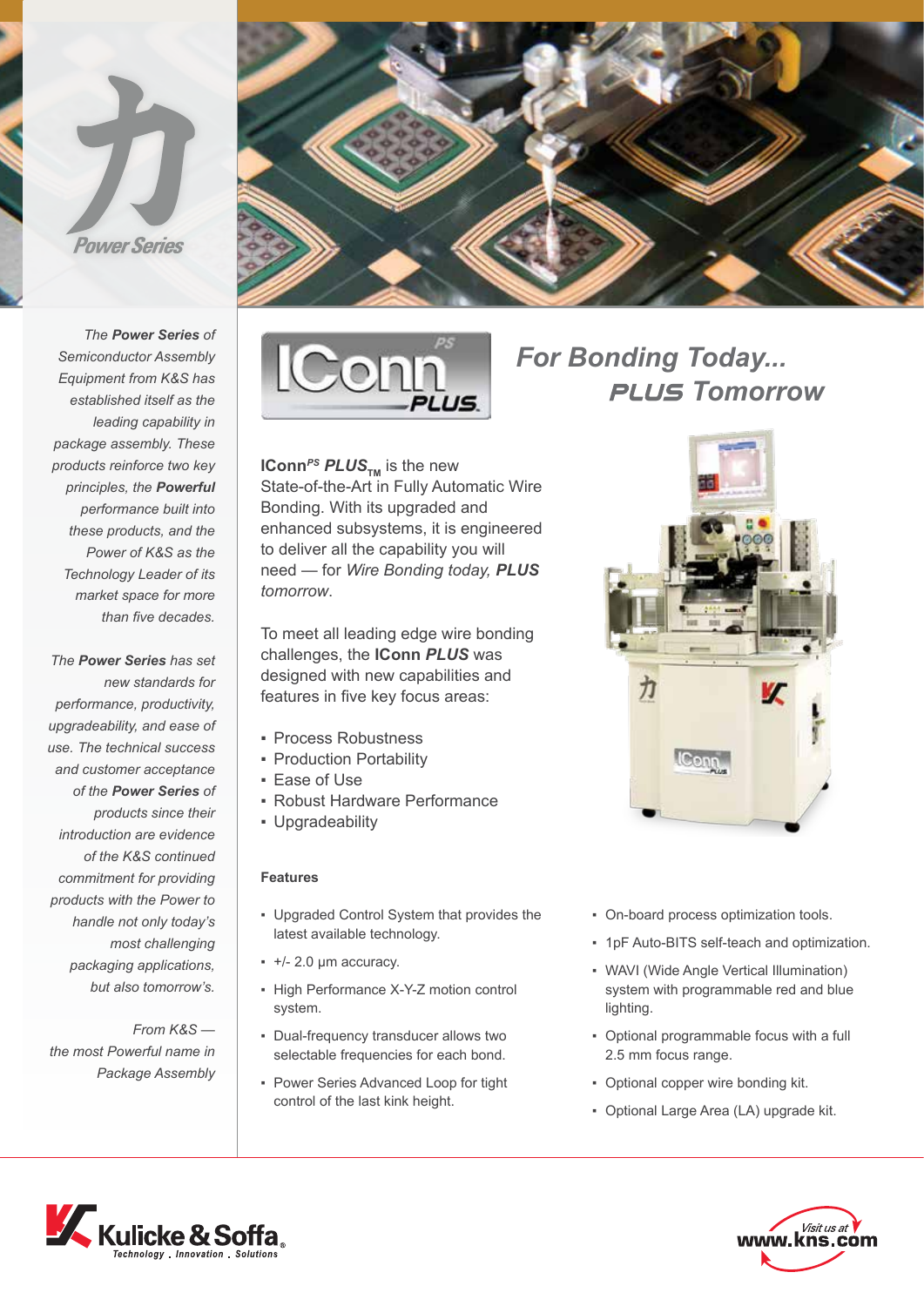力

*Power Series*

*The **Power Series** of Semiconductor Assembly Equipment from K&S has established itself as the leading capability in package assembly. These products reinforce two key principles, the **Powerful** performance built into these products, and the Power of K&S as the Technology Leader of its market space for more than five decades.*

*The **Power Series** has set new standards for performance, productivity, upgradeability, and ease of use. The technical success and customer acceptance of the **Power Series** of products since their introduction are evidence of the K&S continued commitment for providing products with the Power to handle not only today's most challenging packaging applications, but also tomorrow's.*

*From K&S — the most Powerful name in Package Assembly*

IConn PS PLUS

## *For Bonding Today... PLUS Tomorrow*

**IConn*PS* *PLUS*** TM is the new State-of-the-Art in Fully Automatic Wire Bonding. With its upgraded and enhanced subsystems, it is engineered to deliver all the capability you will need — for *Wire Bonding today, **PLUS** tomorrow*.

To meet all leading edge wire bonding challenges, the **IConn *PLUS*** was designed with new capabilities and features in five key focus areas:

- Process Robustness
- Production Portability
- Ease of Use
- Robust Hardware Performance
- Upgradeability

**Features**

- Upgraded Control System that provides the latest available technology.
- +/- 2.0 µm accuracy.
- High Performance X-Y-Z motion control system.
- Dual-frequency transducer allows two selectable frequencies for each bond.
- Power Series Advanced Loop for tight control of the last kink height.
- On-board process optimization tools.
- 1pF Auto-BITS self-teach and optimization.
- WAVI (Wide Angle Vertical Illumination) system with programmable red and blue lighting.
- Optional programmable focus with a full 2.5 mm focus range.
- Optional copper wire bonding kit.
- Optional Large Area (LA) upgrade kit.

Kulicke & Soffa® Technology . Innovation . Solutions

Visit us at www.kns.com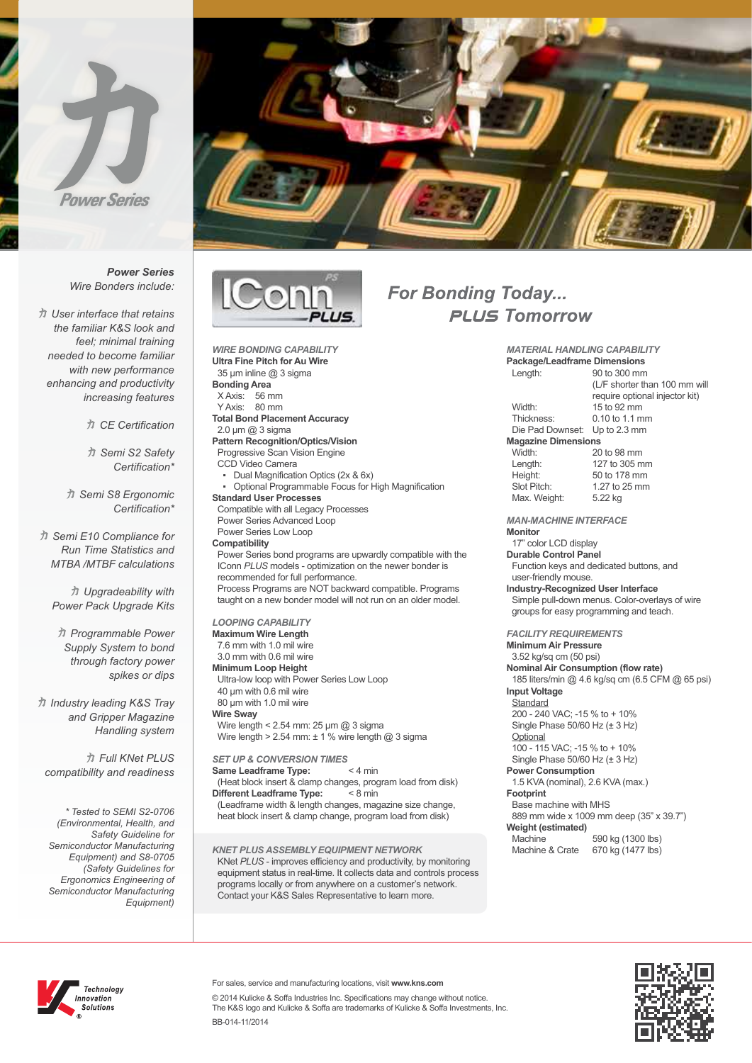力 Power Series

**Power Series**
*Wire Bonders include:*

- 力 *User interface that retains the familiar K&S look and feel; minimal training needed to become familiar with new performance enhancing and productivity increasing features*
- 力 *CE Certification*
- 力 *Semi S2 Safety Certification**
- 力 *Semi S8 Ergonomic Certification**
- 力 *Semi E10 Compliance for Run Time Statistics and MTBA /MTBF calculations*
- 力 *Upgradeability with Power Pack Upgrade Kits*
- 力 *Programmable Power Supply System to bond through factory power spikes or dips*
- 力 *Industry leading K&S Tray and Gripper Magazine Handling system*
- 力 *Full KNet PLUS compatibility and readiness*

*\* Tested to SEMI S2-0706 (Environmental, Health, and Safety Guideline for Semiconductor Manufacturing Equipment) and S8-0705 (Safety Guidelines for Ergonomics Engineering of Semiconductor Manufacturing Equipment)*

IConn PS PLUS

## *For Bonding Today... PLUS Tomorrow*

### *WIRE BONDING CAPABILITY*

**Ultra Fine Pitch for Au Wire**
35 µm inline @ 3 sigma

**Bonding Area**
X Axis: 56 mm
Y Axis: 80 mm

**Total Bond Placement Accuracy**
2.0 µm @ 3 sigma

**Pattern Recognition/Optics/Vision**
Progressive Scan Vision Engine
CCD Video Camera
- Dual Magnification Optics (2x & 6x)
- Optional Programmable Focus for High Magnification

**Standard User Processes**
Compatible with all Legacy Processes
Power Series Advanced Loop
Power Series Low Loop

**Compatibility**
Power Series bond programs are upwardly compatible with the IConn *PLUS* models - optimization on the newer bonder is recommended for full performance.
Process Programs are NOT backward compatible. Programs taught on a new bonder model will not run on an older model.

### *LOOPING CAPABILITY*

**Maximum Wire Length**
7.6 mm with 1.0 mil wire
3.0 mm with 0.6 mil wire

**Minimum Loop Height**
Ultra-low loop with Power Series Low Loop
40 µm with 0.6 mil wire
80 µm with 1.0 mil wire

**Wire Sway**
Wire length < 2.54 mm: 25 µm @ 3 sigma
Wire length > 2.54 mm: ± 1 % wire length @ 3 sigma

### *SET UP & CONVERSION TIMES*

**Same Leadframe Type:** < 4 min
(Heat block insert & clamp changes, program load from disk)

**Different Leadframe Type:** < 8 min
(Leadframe width & length changes, magazine size change, heat block insert & clamp change, program load from disk)

### *KNET PLUS ASSEMBLY EQUIPMENT NETWORK*

KNet *PLUS* - improves efficiency and productivity, by monitoring equipment status in real-time. It collects data and controls process programs locally or from anywhere on a customer's network. Contact your K&S Sales Representative to learn more.

### *MATERIAL HANDLING CAPABILITY*

**Package/Leadframe Dimensions**

| | |
|---|---|
| Length: | 90 to 300 mm (L/F shorter than 100 mm will require optional injector kit) |
| Width: | 15 to 92 mm |
| Thickness: | 0.10 to 1.1 mm |
| Die Pad Downset: | Up to 2.3 mm |

**Magazine Dimensions**

| | |
|---|---|
| Width: | 20 to 98 mm |
| Length: | 127 to 305 mm |
| Height: | 50 to 178 mm |
| Slot Pitch: | 1.27 to 25 mm |
| Max. Weight: | 5.22 kg |

### *MAN-MACHINE INTERFACE*

**Monitor**
17" color LCD display

**Durable Control Panel**
Function keys and dedicated buttons, and user-friendly mouse.

**Industry-Recognized User Interface**
Simple pull-down menus. Color-overlays of wire groups for easy programming and teach.

### *FACILITY REQUIREMENTS*

**Minimum Air Pressure**
3.52 kg/sq cm (50 psi)

**Nominal Air Consumption (flow rate)**
185 liters/min @ 4.6 kg/sq cm (6.5 CFM @ 65 psi)

**Input Voltage**
Standard
200 - 240 VAC; -15 % to + 10%
Single Phase 50/60 Hz (± 3 Hz)
Optional
100 - 115 VAC; -15 % to + 10%
Single Phase 50/60 Hz (± 3 Hz)

**Power Consumption**
1.5 KVA (nominal), 2.6 KVA (max.)

**Footprint**
Base machine with MHS
889 mm wide x 1009 mm deep (35" x 39.7")

**Weight (estimated)**

| | |
|---|---|
| Machine | 590 kg (1300 lbs) |
| Machine & Crate | 670 kg (1477 lbs) |

Technology Innovation Solutions

For sales, service and manufacturing locations, visit **www.kns.com**

© 2014 Kulicke & Soffa Industries Inc. Specifications may change without notice.
The K&S logo and Kulicke & Soffa are trademarks of Kulicke & Soffa Investments, Inc.

BB-014-11/2014